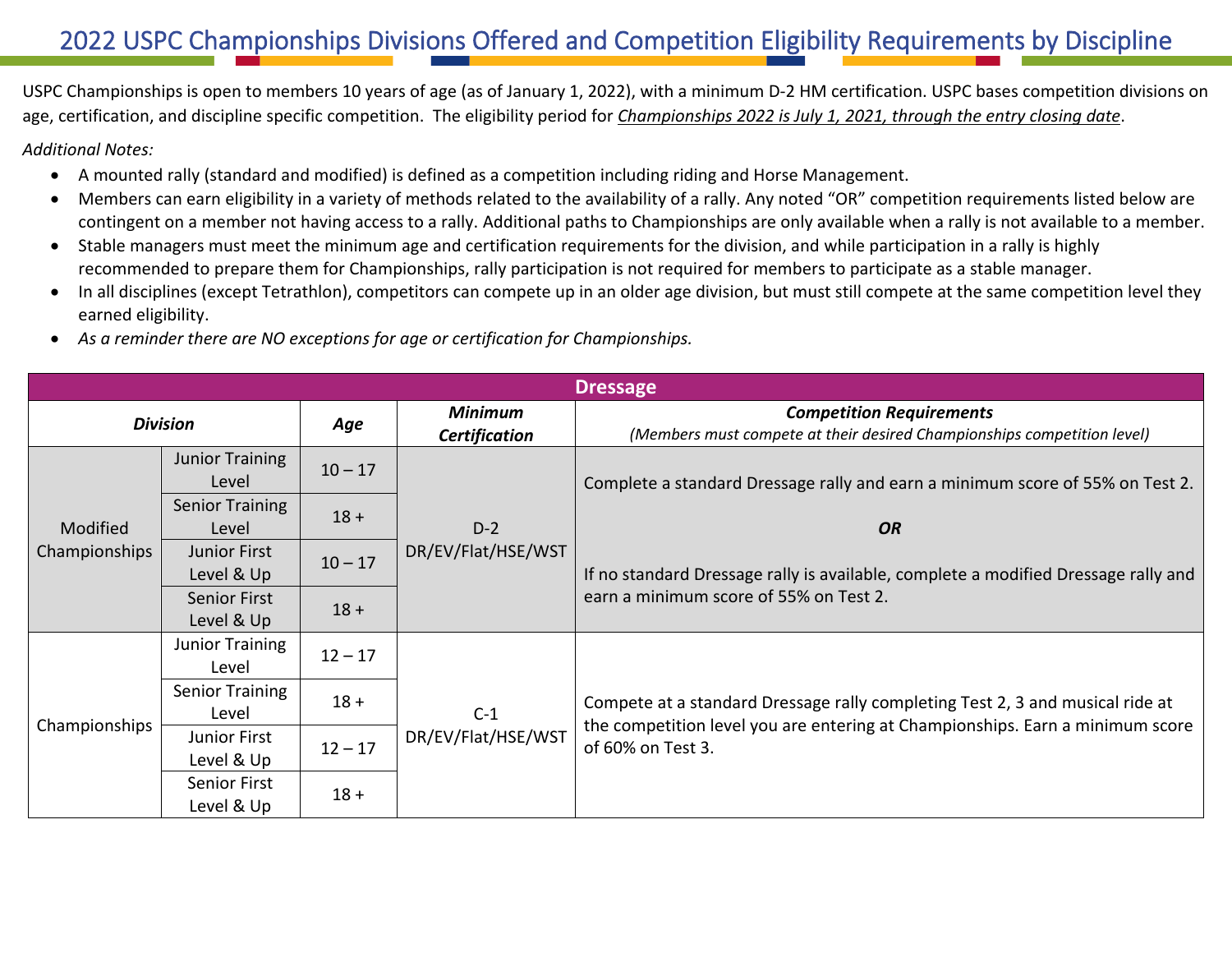# 2022 USPC Championships Divisions Offered and Competition Eligibility Requirements by Discipline

USPC Championships is open to members 10 years of age (as of January 1, 2022), with a minimum D-2 HM certification. USPC bases competition divisions on age, certification, and discipline specific competition. The eligibility period for *Championships 2022 is July 1, 2021, through the entry closing date*.

*Additional Notes:*

- A mounted rally (standard and modified) is defined as a competition including riding and Horse Management.
- Members can earn eligibility in a variety of methods related to the availability of a rally. Any noted "OR" competition requirements listed below are contingent on a member not having access to a rally. Additional paths to Championships are only available when a rally is not available to a member.
- Stable managers must meet the minimum age and certification requirements for the division, and while participation in a rally is highly recommended to prepare them for Championships, rally participation is not required for members to participate as a stable manager.
- In all disciplines (except Tetrathlon), competitors can compete up in an older age division, but must still compete at the same competition level they earned eligibility.
- *As a reminder there are NO exceptions for age or certification for Championships.*

| **Dressage** | | | | |
|---|---|---|---|---|
| ***Division*** | | ***Age*** | ***Minimum Certification*** | ***Competition Requirements*** *(Members must compete at their desired Championships competition level)* |
| Modified Championships | Junior Training Level | 10 – 17 | D-2 DR/EV/Flat/HSE/WST | Complete a standard Dressage rally and earn a minimum score of 55% on Test 2. ***OR*** If no standard Dressage rally is available, complete a modified Dressage rally and earn a minimum score of 55% on Test 2. |
| | Senior Training Level | 18 + | | |
| | Junior First Level & Up | 10 – 17 | | |
| | Senior First Level & Up | 18 + | | |
| Championships | Junior Training Level | 12 – 17 | C-1 DR/EV/Flat/HSE/WST | Compete at a standard Dressage rally completing Test 2, 3 and musical ride at the competition level you are entering at Championships. Earn a minimum score of 60% on Test 3. |
| | Senior Training Level | 18 + | | |
| | Junior First Level & Up | 12 – 17 | | |
| | Senior First Level & Up | 18 + | | |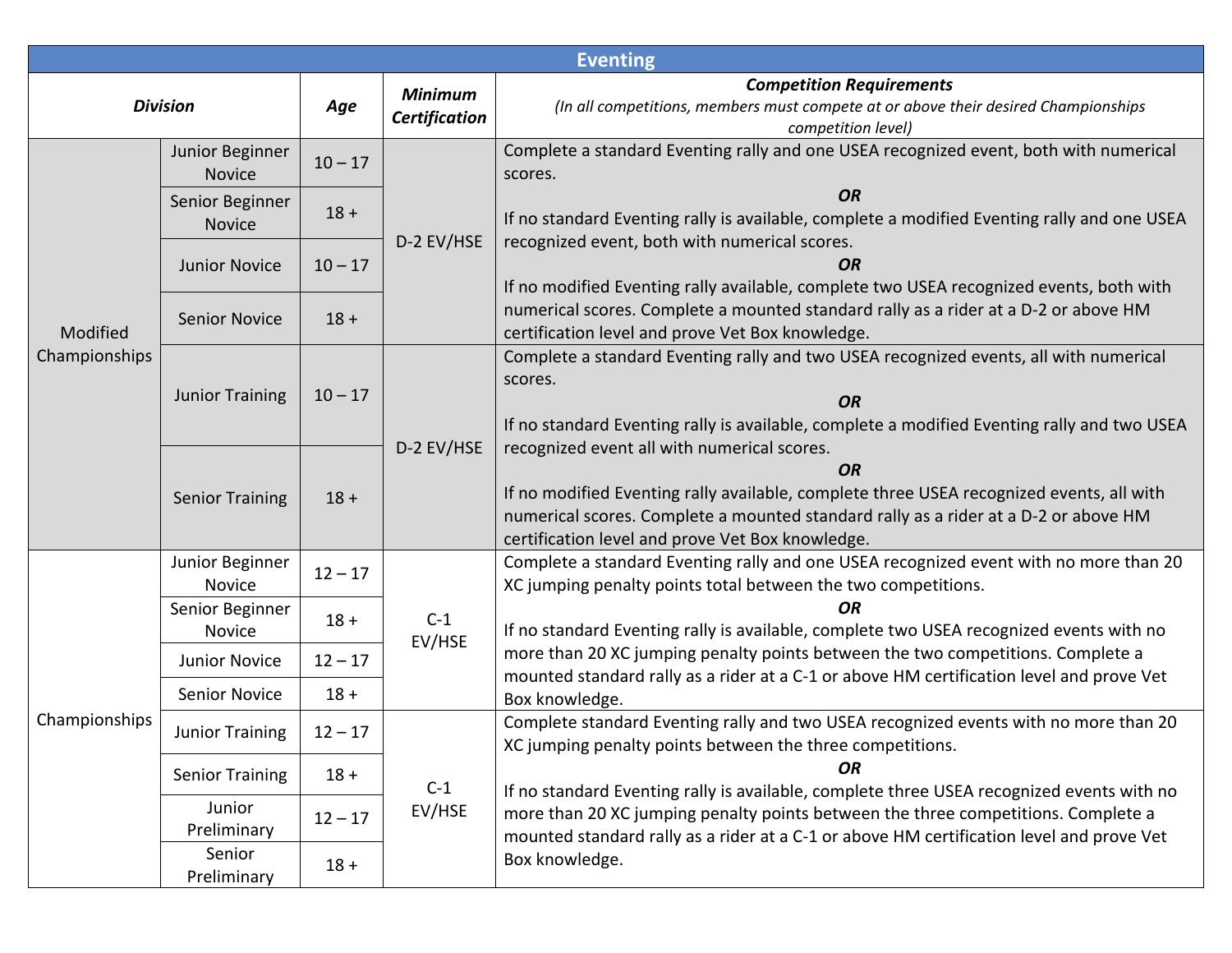| Eventing | | | | |
|---|---|---|---|---|
| ***Division*** | | ***Age*** | ***Minimum Certification*** | ***Competition Requirements*** *(In all competitions, members must compete at or above their desired Championships competition level)* |
| Modified Championships | Junior Beginner Novice | 10 – 17 | D-2 EV/HSE | Complete a standard Eventing rally and one USEA recognized event, both with numerical scores. ***OR*** If no standard Eventing rally is available, complete a modified Eventing rally and one USEA recognized event, both with numerical scores. ***OR*** If no modified Eventing rally available, complete two USEA recognized events, both with numerical scores. Complete a mounted standard rally as a rider at a D-2 or above HM certification level and prove Vet Box knowledge. |
| | Senior Beginner Novice | 18 + | | |
| | Junior Novice | 10 – 17 | | |
| | Senior Novice | 18 + | | |
| | Junior Training | 10 – 17 | D-2 EV/HSE | Complete a standard Eventing rally and two USEA recognized events, all with numerical scores. ***OR*** If no standard Eventing rally is available, complete a modified Eventing rally and two USEA recognized event all with numerical scores. ***OR*** If no modified Eventing rally available, complete three USEA recognized events, all with numerical scores. Complete a mounted standard rally as a rider at a D-2 or above HM certification level and prove Vet Box knowledge. |
| | Senior Training | 18 + | | |
| Championships | Junior Beginner Novice | 12 – 17 | C-1 EV/HSE | Complete a standard Eventing rally and one USEA recognized event with no more than 20 XC jumping penalty points total between the two competitions. ***OR*** If no standard Eventing rally is available, complete two USEA recognized events with no more than 20 XC jumping penalty points between the two competitions. Complete a mounted standard rally as a rider at a C-1 or above HM certification level and prove Vet Box knowledge. |
| | Senior Beginner Novice | 18 + | | |
| | Junior Novice | 12 – 17 | | |
| | Senior Novice | 18 + | | |
| | Junior Training | 12 – 17 | C-1 EV/HSE | Complete standard Eventing rally and two USEA recognized events with no more than 20 XC jumping penalty points between the three competitions. ***OR*** If no standard Eventing rally is available, complete three USEA recognized events with no more than 20 XC jumping penalty points between the three competitions. Complete a mounted standard rally as a rider at a C-1 or above HM certification level and prove Vet Box knowledge. |
| | Senior Training | 18 + | | |
| | Junior Preliminary | 12 – 17 | | |
| | Senior Preliminary | 18 + | | |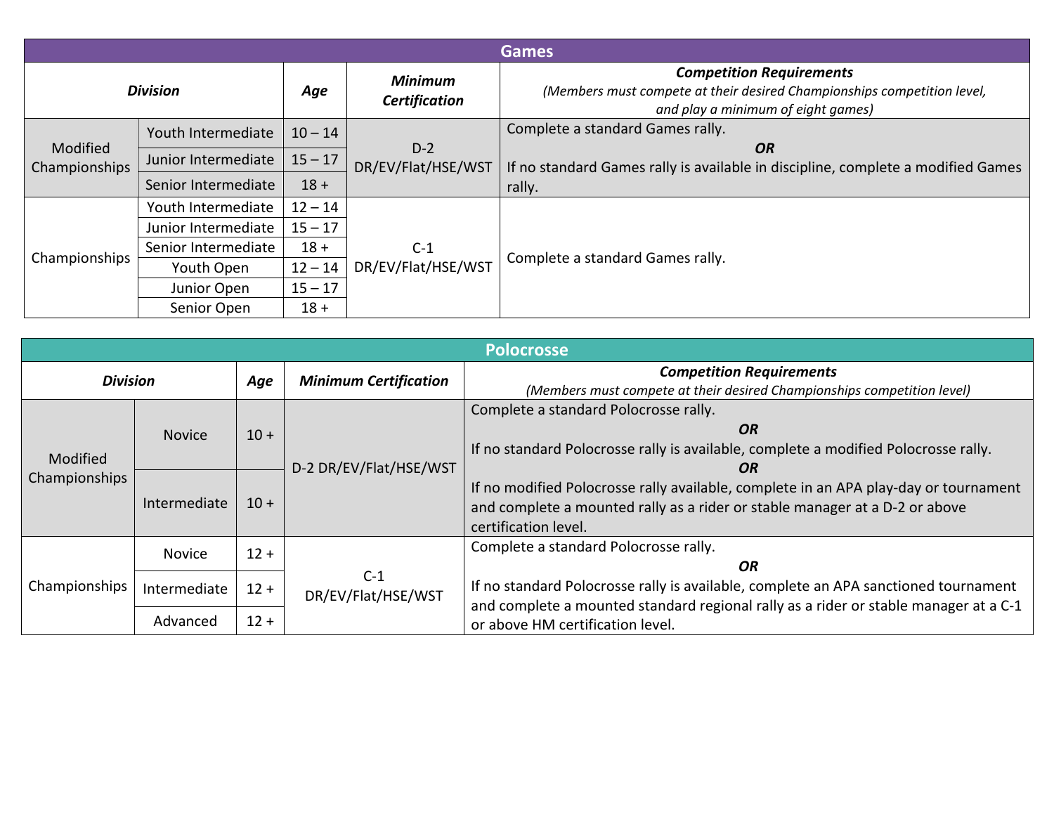| Games | | | | |
|---|---|---|---|---|
| ***Division*** | | ***Age*** | ***Minimum Certification*** | ***Competition Requirements*** *(Members must compete at their desired Championships competition level, and play a minimum of eight games)* |
| Modified Championships | Youth Intermediate | 10 – 14 | D-2 DR/EV/Flat/HSE/WST | Complete a standard Games rally. ***OR*** If no standard Games rally is available in discipline, complete a modified Games rally. |
| | Junior Intermediate | 15 – 17 | | |
| | Senior Intermediate | 18 + | | |
| Championships | Youth Intermediate | 12 – 14 | C-1 DR/EV/Flat/HSE/WST | Complete a standard Games rally. |
| | Junior Intermediate | 15 – 17 | | |
| | Senior Intermediate | 18 + | | |
| | Youth Open | 12 – 14 | | |
| | Junior Open | 15 – 17 | | |
| | Senior Open | 18 + | | |

| Polocrosse | | | | |
|---|---|---|---|---|
| ***Division*** | | ***Age*** | ***Minimum Certification*** | ***Competition Requirements*** *(Members must compete at their desired Championships competition level)* |
| Modified Championships | Novice | 10 + | D-2 DR/EV/Flat/HSE/WST | Complete a standard Polocrosse rally. ***OR*** If no standard Polocrosse rally is available, complete a modified Polocrosse rally. ***OR*** If no modified Polocrosse rally available, complete in an APA play-day or tournament and complete a mounted rally as a rider or stable manager at a D-2 or above certification level. |
| | Intermediate | 10 + | | |
| Championships | Novice | 12 + | C-1 DR/EV/Flat/HSE/WST | Complete a standard Polocrosse rally. ***OR*** If no standard Polocrosse rally is available, complete an APA sanctioned tournament and complete a mounted standard regional rally as a rider or stable manager at a C-1 or above HM certification level. |
| | Intermediate | 12 + | | |
| | Advanced | 12 + | | |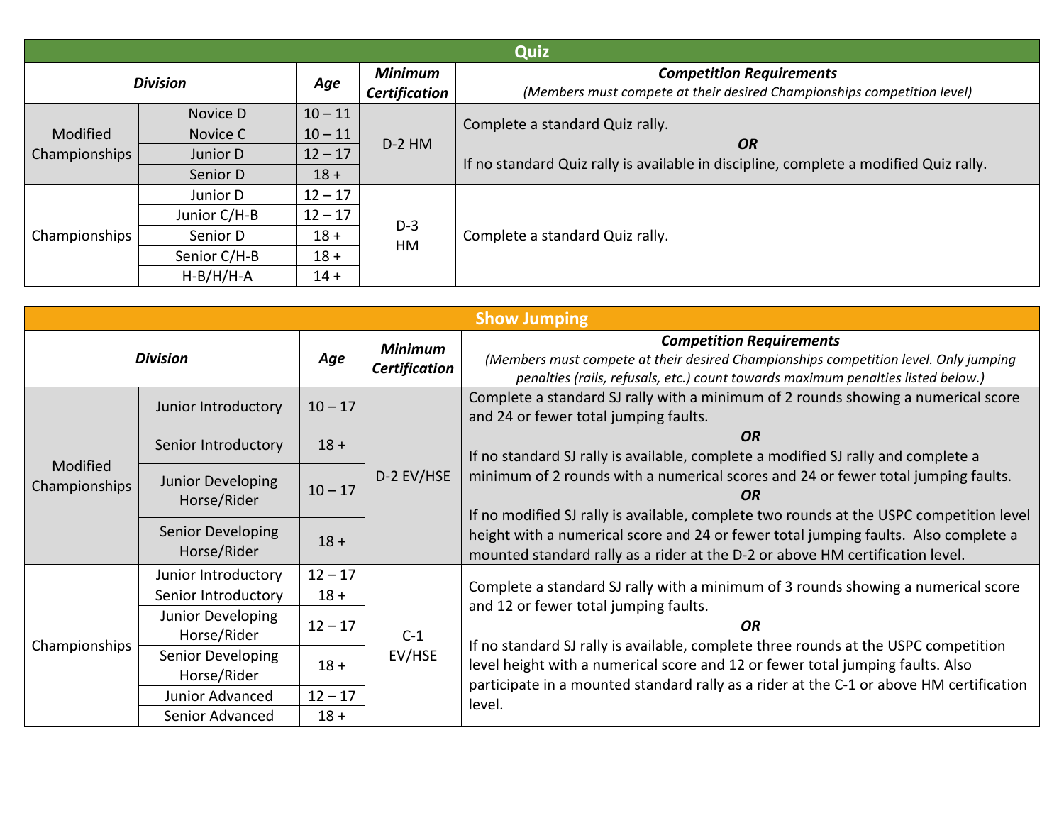## Quiz

| Division | | Age | Minimum Certification | Competition Requirements (Members must compete at their desired Championships competition level) |
|---|---|---|---|---|
| Modified Championships | Novice D | 10 – 11 | D-2 HM | Complete a standard Quiz rally. **OR** If no standard Quiz rally is available in discipline, complete a modified Quiz rally. |
| | Novice C | 10 – 11 | | |
| | Junior D | 12 – 17 | | |
| | Senior D | 18 + | | |
| Championships | Junior D | 12 – 17 | D-3 HM | Complete a standard Quiz rally. |
| | Junior C/H-B | 12 – 17 | | |
| | Senior D | 18 + | | |
| | Senior C/H-B | 18 + | | |
| | H-B/H/H-A | 14 + | | |

## Show Jumping

| Division | | Age | Minimum Certification | Competition Requirements (Members must compete at their desired Championships competition level. Only jumping penalties (rails, refusals, etc.) count towards maximum penalties listed below.) |
|---|---|---|---|---|
| Modified Championships | Junior Introductory | 10 – 17 | D-2 EV/HSE | Complete a standard SJ rally with a minimum of 2 rounds showing a numerical score and 24 or fewer total jumping faults. **OR** If no standard SJ rally is available, complete a modified SJ rally and complete a minimum of 2 rounds with a numerical scores and 24 or fewer total jumping faults. **OR** If no modified SJ rally is available, complete two rounds at the USPC competition level height with a numerical score and 24 or fewer total jumping faults. Also complete a mounted standard rally as a rider at the D-2 or above HM certification level. |
| | Senior Introductory | 18 + | | |
| | Junior Developing Horse/Rider | 10 – 17 | | |
| | Senior Developing Horse/Rider | 18 + | | |
| Championships | Junior Introductory | 12 – 17 | C-1 EV/HSE | Complete a standard SJ rally with a minimum of 3 rounds showing a numerical score and 12 or fewer total jumping faults. **OR** If no standard SJ rally is available, complete three rounds at the USPC competition level height with a numerical score and 12 or fewer total jumping faults. Also participate in a mounted standard rally as a rider at the C-1 or above HM certification level. |
| | Senior Introductory | 18 + | | |
| | Junior Developing Horse/Rider | 12 – 17 | | |
| | Senior Developing Horse/Rider | 18 + | | |
| | Junior Advanced | 12 – 17 | | |
| | Senior Advanced | 18 + | | |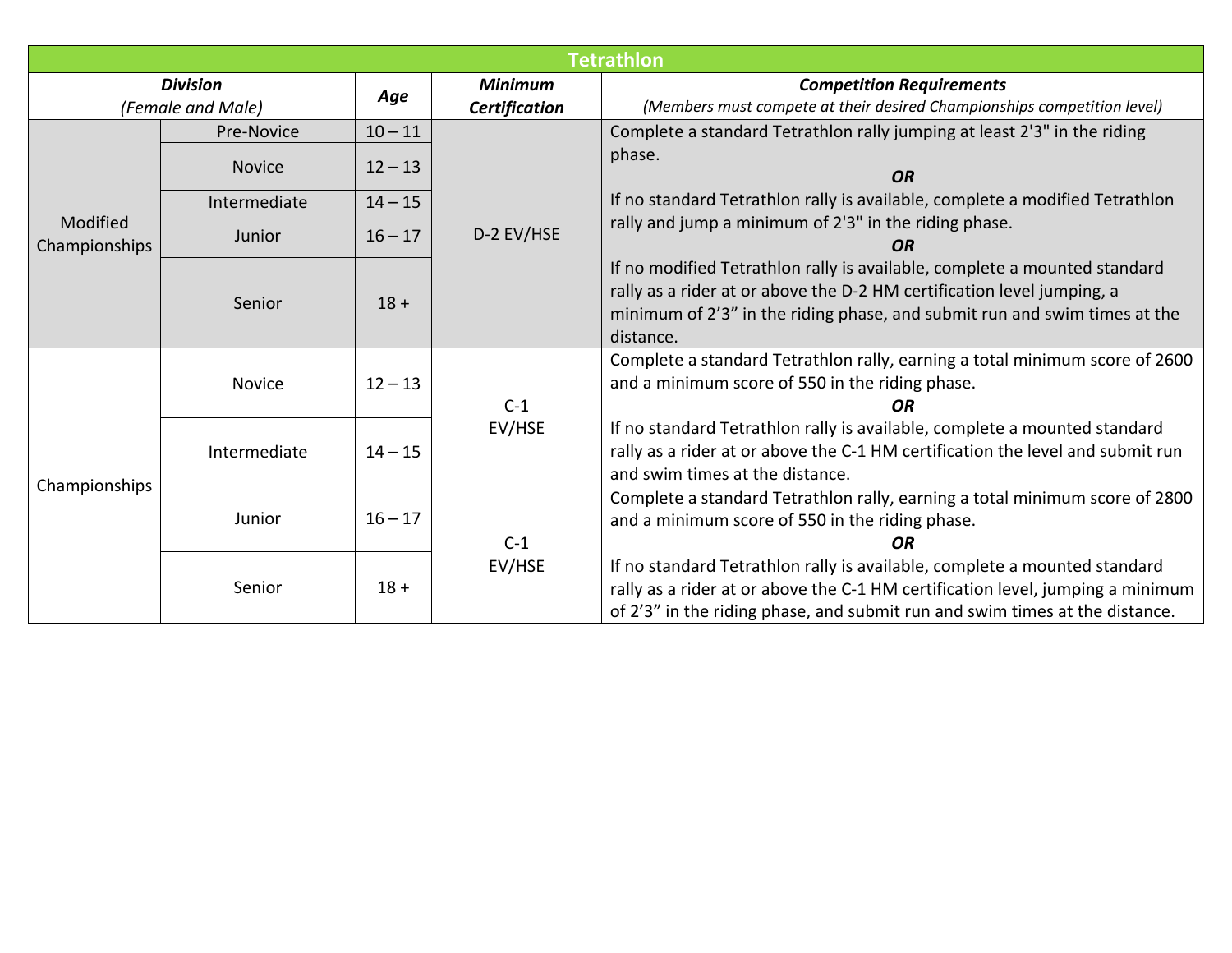| Tetrathlon | | | | |
|---|---|---|---|---|
| ***Division*** *(Female and Male)* | | ***Age*** | ***Minimum Certification*** | ***Competition Requirements*** *(Members must compete at their desired Championships competition level)* |
| Modified Championships | Pre-Novice | 10 – 11 | D-2 EV/HSE | Complete a standard Tetrathlon rally jumping at least 2'3" in the riding phase. ***OR*** If no standard Tetrathlon rally is available, complete a modified Tetrathlon rally and jump a minimum of 2'3" in the riding phase. ***OR*** If no modified Tetrathlon rally is available, complete a mounted standard rally as a rider at or above the D-2 HM certification level jumping, a minimum of 2’3” in the riding phase, and submit run and swim times at the distance. |
| | Novice | 12 – 13 | | |
| | Intermediate | 14 – 15 | | |
| | Junior | 16 – 17 | | |
| | Senior | 18 + | | |
| Championships | Novice | 12 – 13 | C-1 EV/HSE | Complete a standard Tetrathlon rally, earning a total minimum score of 2600 and a minimum score of 550 in the riding phase. ***OR*** If no standard Tetrathlon rally is available, complete a mounted standard rally as a rider at or above the C-1 HM certification the level and submit run and swim times at the distance. |
| | Intermediate | 14 – 15 | | |
| | Junior | 16 – 17 | C-1 EV/HSE | Complete a standard Tetrathlon rally, earning a total minimum score of 2800 and a minimum score of 550 in the riding phase. ***OR*** If no standard Tetrathlon rally is available, complete a mounted standard rally as a rider at or above the C-1 HM certification level, jumping a minimum of 2’3” in the riding phase, and submit run and swim times at the distance. |
| | Senior | 18 + | | |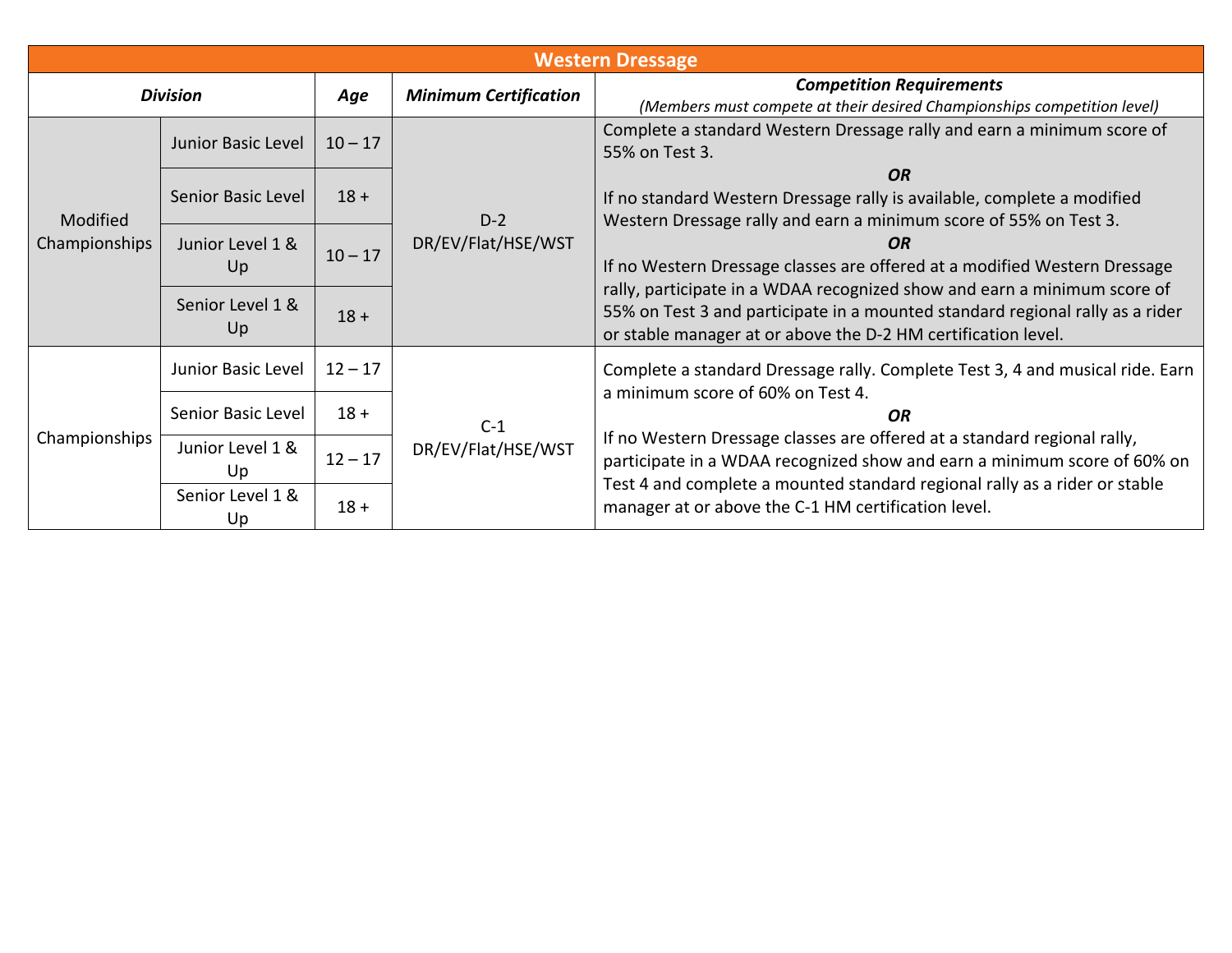| Western Dressage | | | | |
|---|---|---|---|---|
| ***Division*** | | ***Age*** | ***Minimum Certification*** | ***Competition Requirements*** *(Members must compete at their desired Championships competition level)* |
| Modified Championships | Junior Basic Level | 10 – 17 | D-2 DR/EV/Flat/HSE/WST | Complete a standard Western Dressage rally and earn a minimum score of 55% on Test 3. ***OR*** If no standard Western Dressage rally is available, complete a modified Western Dressage rally and earn a minimum score of 55% on Test 3. ***OR*** If no Western Dressage classes are offered at a modified Western Dressage rally, participate in a WDAA recognized show and earn a minimum score of 55% on Test 3 and participate in a mounted standard regional rally as a rider or stable manager at or above the D-2 HM certification level. |
| | Senior Basic Level | 18 + | | |
| | Junior Level 1 & Up | 10 – 17 | | |
| | Senior Level 1 & Up | 18 + | | |
| Championships | Junior Basic Level | 12 – 17 | C-1 DR/EV/Flat/HSE/WST | Complete a standard Dressage rally. Complete Test 3, 4 and musical ride. Earn a minimum score of 60% on Test 4. ***OR*** If no Western Dressage classes are offered at a standard regional rally, participate in a WDAA recognized show and earn a minimum score of 60% on Test 4 and complete a mounted standard regional rally as a rider or stable manager at or above the C-1 HM certification level. |
| | Senior Basic Level | 18 + | | |
| | Junior Level 1 & Up | 12 – 17 | | |
| | Senior Level 1 & Up | 18 + | | |